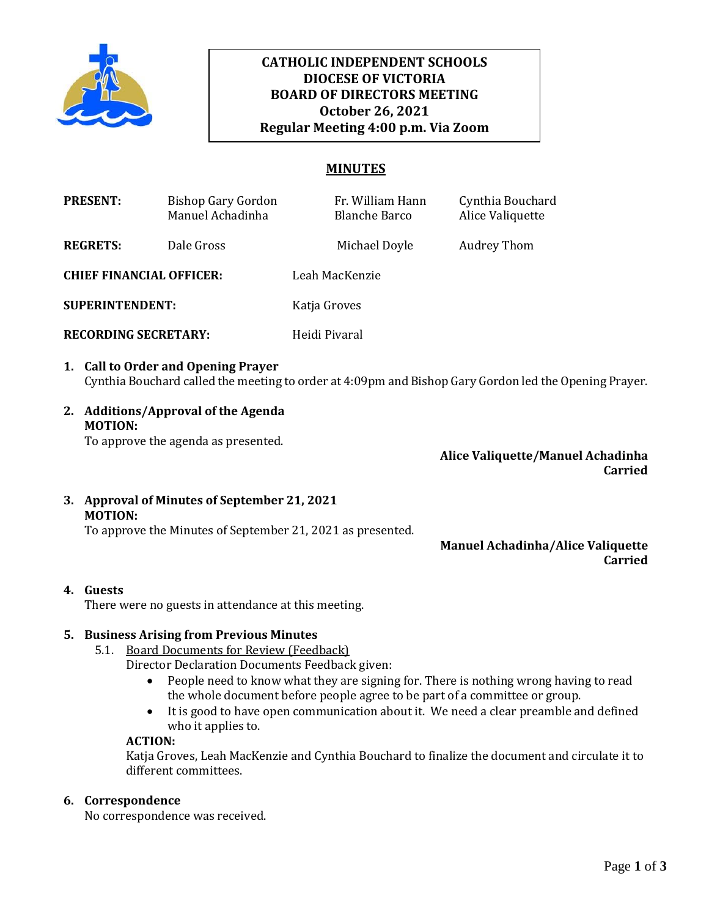**CATHOLIC INDEPENDENT SCHOOLS**
**DIOCESE OF VICTORIA**
**BOARD OF DIRECTORS MEETING**
**October 26, 2021**
**Regular Meeting 4:00 p.m. Via Zoom**

## MINUTES

| | | | |
|---|---|---|---|
| **PRESENT:** | Bishop Gary Gordon<br>Manuel Achadinha | Fr. William Hann<br>Blanche Barco | Cynthia Bouchard<br>Alice Valiquette |
| **REGRETS:** | Dale Gross | Michael Doyle | Audrey Thom |

**CHIEF FINANCIAL OFFICER:** Leah MacKenzie

**SUPERINTENDENT:** Katja Groves

**RECORDING SECRETARY:** Heidi Pivaral

1. **Call to Order and Opening Prayer**
   Cynthia Bouchard called the meeting to order at 4:09pm and Bishop Gary Gordon led the Opening Prayer.

2. **Additions/Approval of the Agenda**
   **MOTION:**
   To approve the agenda as presented.

   **Alice Valiquette/Manuel Achadinha**
   **Carried**

3. **Approval of Minutes of September 21, 2021**
   **MOTION:**
   To approve the Minutes of September 21, 2021 as presented.

   **Manuel Achadinha/Alice Valiquette**
   **Carried**

4. **Guests**
   There were no guests in attendance at this meeting.

5. **Business Arising from Previous Minutes**
   5.1. Board Documents for Review (Feedback)
   Director Declaration Documents Feedback given:
   - People need to know what they are signing for. There is nothing wrong having to read the whole document before people agree to be part of a committee or group.
   - It is good to have open communication about it. We need a clear preamble and defined who it applies to.

   **ACTION:**
   Katja Groves, Leah MacKenzie and Cynthia Bouchard to finalize the document and circulate it to different committees.

6. **Correspondence**
   No correspondence was received.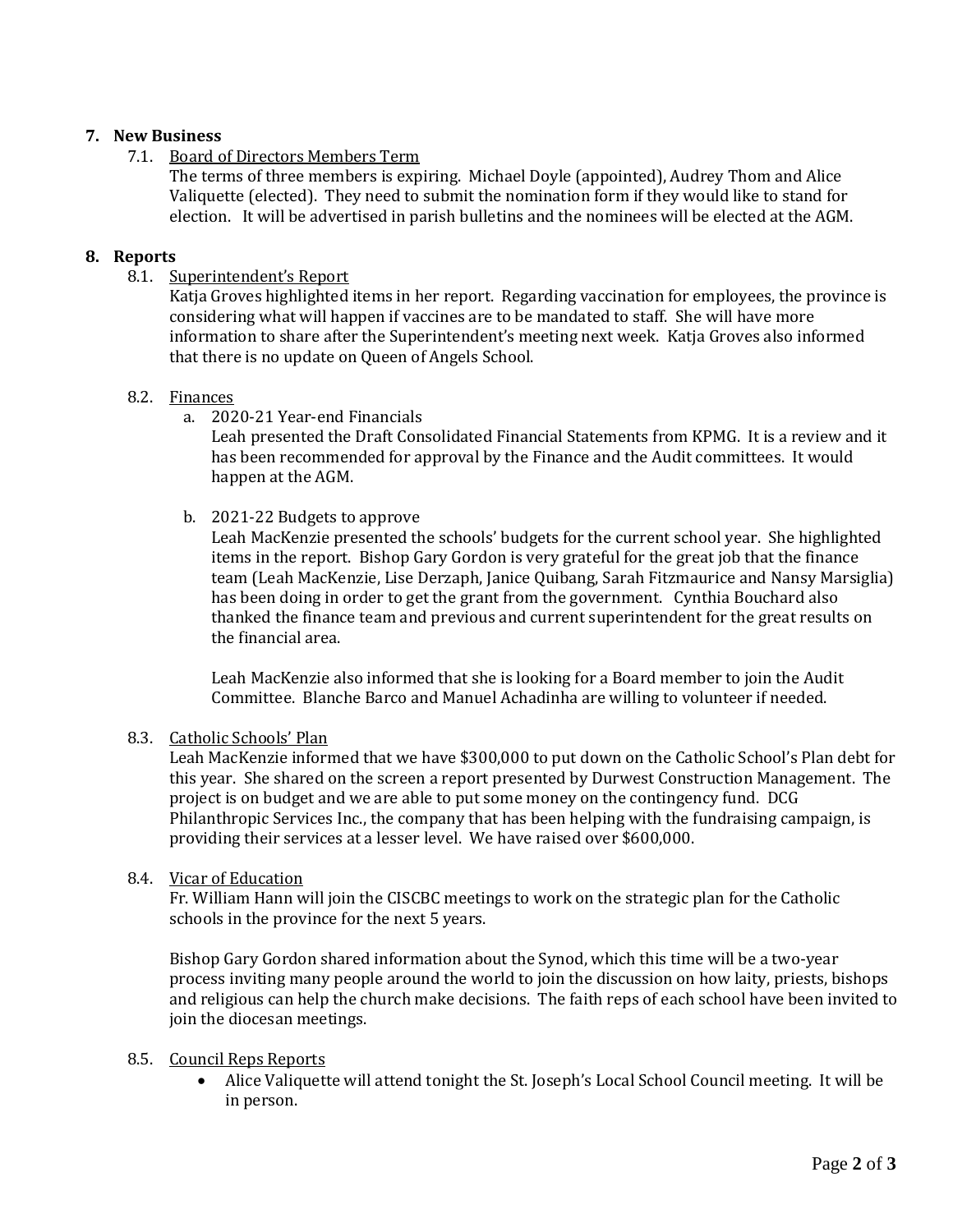## 7. New Business

### 7.1. Board of Directors Members Term

The terms of three members is expiring. Michael Doyle (appointed), Audrey Thom and Alice Valiquette (elected). They need to submit the nomination form if they would like to stand for election. It will be advertised in parish bulletins and the nominees will be elected at the AGM.

## 8. Reports

### 8.1. Superintendent's Report

Katja Groves highlighted items in her report. Regarding vaccination for employees, the province is considering what will happen if vaccines are to be mandated to staff. She will have more information to share after the Superintendent's meeting next week. Katja Groves also informed that there is no update on Queen of Angels School.

### 8.2. Finances

a. 2020-21 Year-end Financials

Leah presented the Draft Consolidated Financial Statements from KPMG. It is a review and it has been recommended for approval by the Finance and the Audit committees. It would happen at the AGM.

b. 2021-22 Budgets to approve

Leah MacKenzie presented the schools' budgets for the current school year. She highlighted items in the report. Bishop Gary Gordon is very grateful for the great job that the finance team (Leah MacKenzie, Lise Derzaph, Janice Quibang, Sarah Fitzmaurice and Nansy Marsiglia) has been doing in order to get the grant from the government. Cynthia Bouchard also thanked the finance team and previous and current superintendent for the great results on the financial area.

Leah MacKenzie also informed that she is looking for a Board member to join the Audit Committee. Blanche Barco and Manuel Achadinha are willing to volunteer if needed.

### 8.3. Catholic Schools' Plan

Leah MacKenzie informed that we have $300,000 to put down on the Catholic School's Plan debt for this year. She shared on the screen a report presented by Durwest Construction Management. The project is on budget and we are able to put some money on the contingency fund. DCG Philanthropic Services Inc., the company that has been helping with the fundraising campaign, is providing their services at a lesser level. We have raised over $600,000.

### 8.4. Vicar of Education

Fr. William Hann will join the CISCBC meetings to work on the strategic plan for the Catholic schools in the province for the next 5 years.

Bishop Gary Gordon shared information about the Synod, which this time will be a two-year process inviting many people around the world to join the discussion on how laity, priests, bishops and religious can help the church make decisions. The faith reps of each school have been invited to join the diocesan meetings.

### 8.5. Council Reps Reports

- Alice Valiquette will attend tonight the St. Joseph's Local School Council meeting. It will be in person.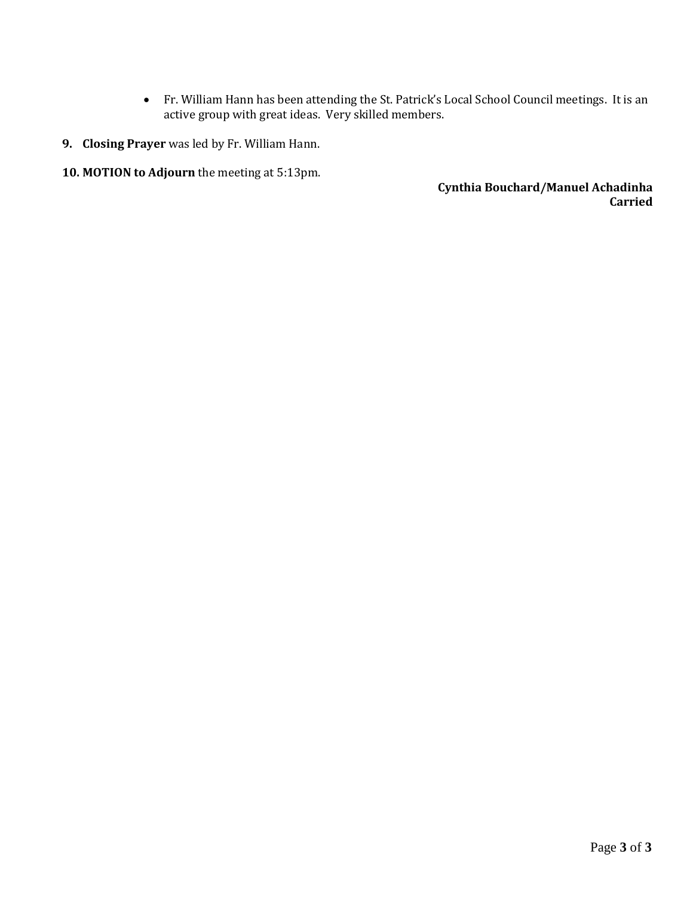- Fr. William Hann has been attending the St. Patrick's Local School Council meetings. It is an active group with great ideas. Very skilled members.

9. **Closing Prayer** was led by Fr. William Hann.

10. **MOTION to Adjourn** the meeting at 5:13pm.

**Cynthia Bouchard/Manuel Achadinha**
**Carried**